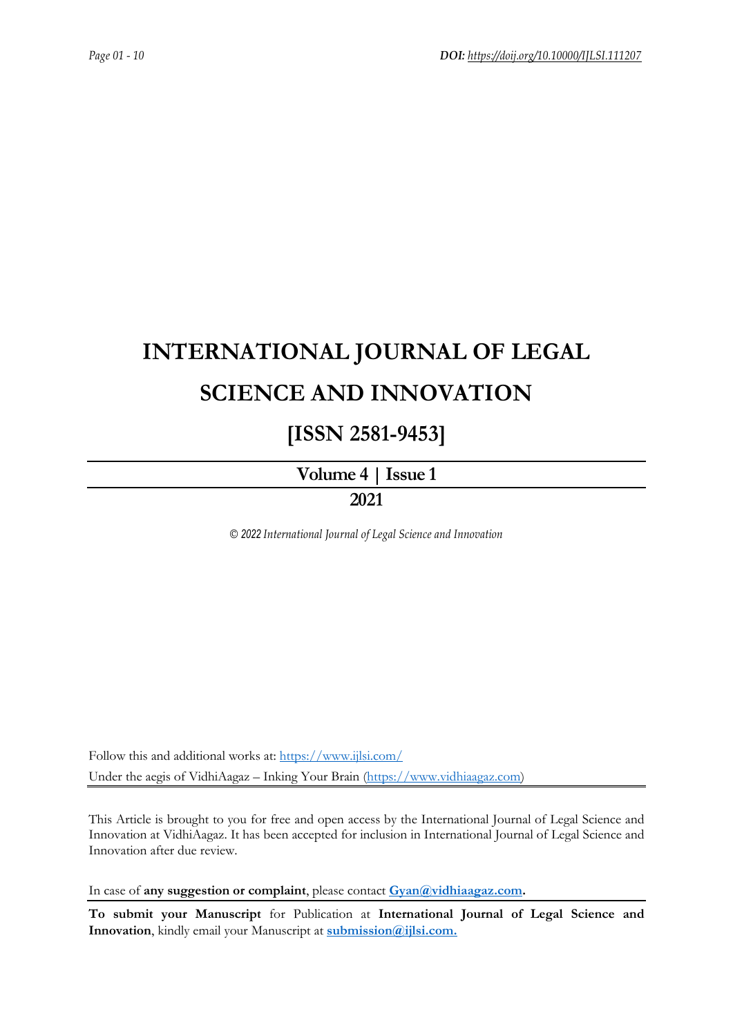# INTERNATIONAL JOURNAL OF LEGAL SCIENCE AND INNOVATION

## [ISSN 2581-9453]

**Volume 4 | Issue 1**

**2021**

*© 2022 International Journal of Legal Science and Innovation*

Follow this and additional works at: https://www.ijlsi.com/

Under the aegis of VidhiAagaz – Inking Your Brain (https://www.vidhiaagaz.com)

---

This Article is brought to you for free and open access by the International Journal of Legal Science and Innovation at VidhiAagaz. It has been accepted for inclusion in International Journal of Legal Science and Innovation after due review.

In case of **any suggestion or complaint**, please contact **Gyan@vidhiaagaz.com.**

**To submit your Manuscript** for Publication at **International Journal of Legal Science and Innovation**, kindly email your Manuscript at **submission@ijlsi.com.**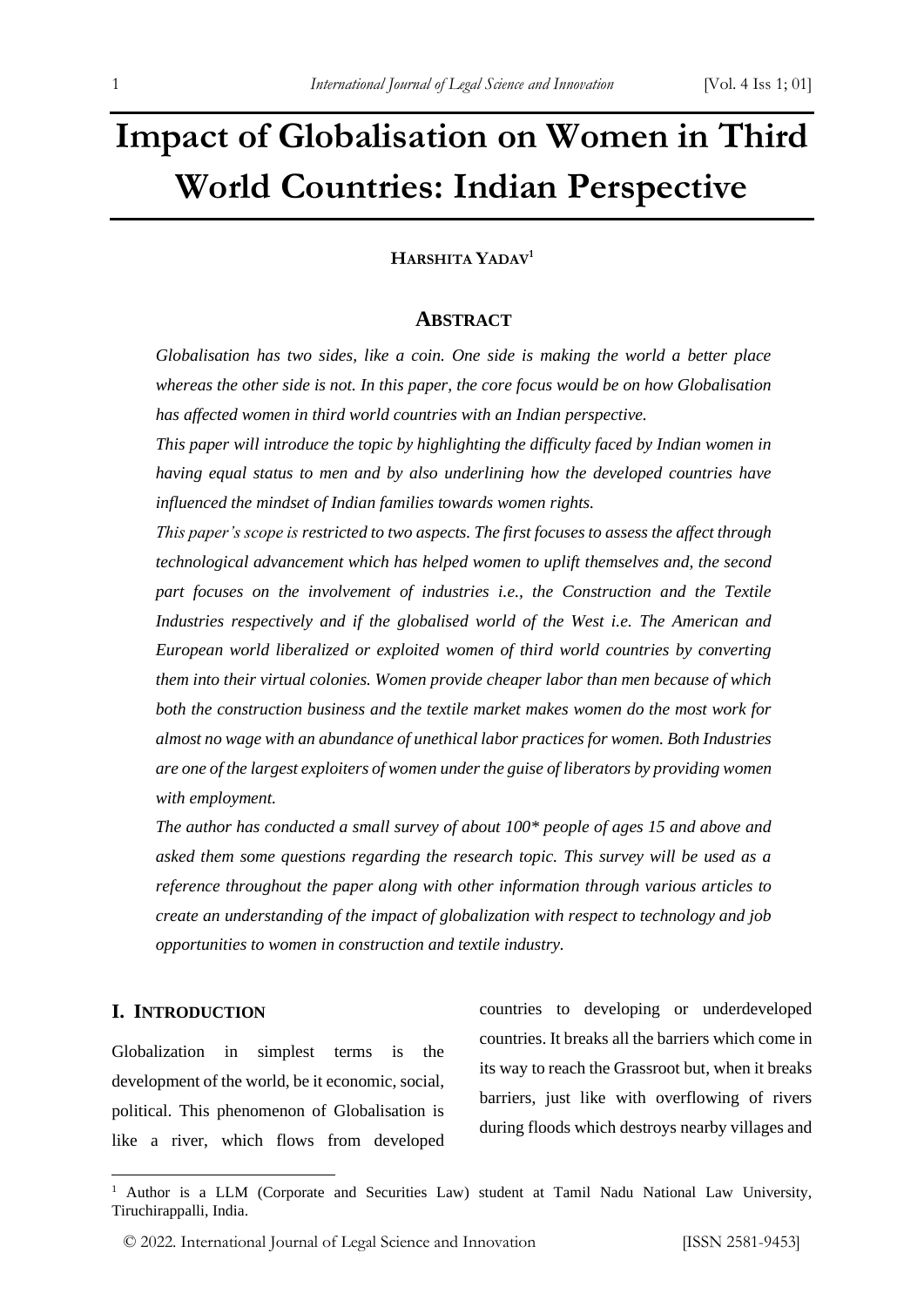# Impact of Globalisation on Women in Third World Countries: Indian Perspective

**HARSHITA YADAV**[1]

## ABSTRACT

*Globalisation has two sides, like a coin. One side is making the world a better place whereas the other side is not. In this paper, the core focus would be on how Globalisation has affected women in third world countries with an Indian perspective.*

*This paper will introduce the topic by highlighting the difficulty faced by Indian women in having equal status to men and by also underlining how the developed countries have influenced the mindset of Indian families towards women rights.*

*This paper's scope is restricted to two aspects. The first focuses to assess the affect through technological advancement which has helped women to uplift themselves and, the second part focuses on the involvement of industries i.e., the Construction and the Textile Industries respectively and if the globalised world of the West i.e. The American and European world liberalized or exploited women of third world countries by converting them into their virtual colonies. Women provide cheaper labor than men because of which both the construction business and the textile market makes women do the most work for almost no wage with an abundance of unethical labor practices for women. Both Industries are one of the largest exploiters of women under the guise of liberators by providing women with employment.*

*The author has conducted a small survey of about 100* people of ages 15 and above and asked them some questions regarding the research topic. This survey will be used as a reference throughout the paper along with other information through various articles to create an understanding of the impact of globalization with respect to technology and job opportunities to women in construction and textile industry.*

## I. INTRODUCTION

Globalization in simplest terms is the development of the world, be it economic, social, political. This phenomenon of Globalisation is like a river, which flows from developed countries to developing or underdeveloped countries. It breaks all the barriers which come in its way to reach the Grassroot but, when it breaks barriers, just like with overflowing of rivers during floods which destroys nearby villages and

[1] Author is a LLM (Corporate and Securities Law) student at Tamil Nadu National Law University, Tiruchirappalli, India.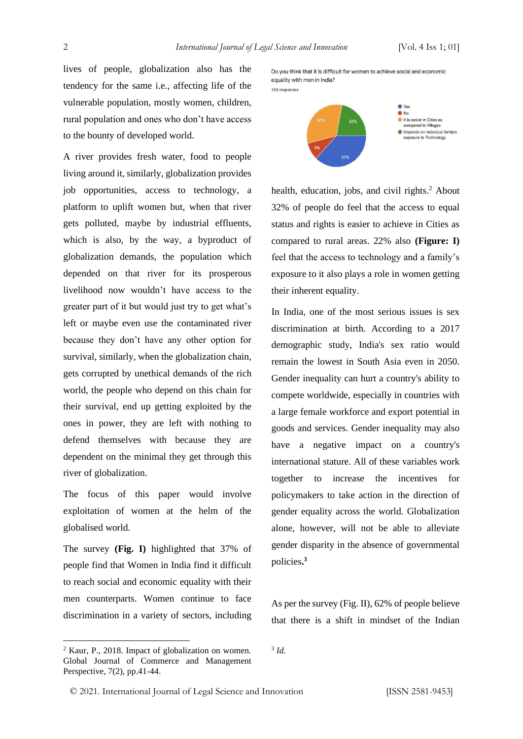lives of people, globalization also has the tendency for the same i.e., affecting life of the vulnerable population, mostly women, children, rural population and ones who don't have access to the bounty of developed world.

A river provides fresh water, food to people living around it, similarly, globalization provides job opportunities, access to technology, a platform to uplift women but, when that river gets polluted, maybe by industrial effluents, which is also, by the way, a byproduct of globalization demands, the population which depended on that river for its prosperous livelihood now wouldn't have access to the greater part of it but would just try to get what's left or maybe even use the contaminated river because they don't have any other option for survival, similarly, when the globalization chain, gets corrupted by unethical demands of the rich world, the people who depend on this chain for their survival, end up getting exploited by the ones in power, they are left with nothing to defend themselves with because they are dependent on the minimal they get through this river of globalization.

The focus of this paper would involve exploitation of women at the helm of the globalised world.

The survey **(Fig. I)** highlighted that 37% of people find that Women in India find it difficult to reach social and economic equality with their men counterparts. Women continue to face discrimination in a variety of sectors, including health, education, jobs, and civil rights.[2] About 32% of people do feel that the access to equal status and rights is easier to achieve in Cities as compared to rural areas. 22% also **(Figure: I)** feel that the access to technology and a family's exposure to it also plays a role in women getting their inherent equality.

Do you think that it is difficult for women to achieve social and economic equality with men in India?
100 responses

- Yes: 37%
- No: 9%
- It is easier in Cities as compared to Villages: 32%
- Depends on individual family's exposure to Technology: 22%

In India, one of the most serious issues is sex discrimination at birth. According to a 2017 demographic study, India's sex ratio would remain the lowest in South Asia even in 2050. Gender inequality can hurt a country's ability to compete worldwide, especially in countries with a large female workforce and export potential in goods and services. Gender inequality may also have a negative impact on a country's international stature. All of these variables work together to increase the incentives for policymakers to take action in the direction of gender equality across the world. Globalization alone, however, will not be able to alleviate gender disparity in the absence of governmental policies**.**[3]

As per the survey (Fig. II), 62% of people believe that there is a shift in mindset of the Indian

---

[2] Kaur, P., 2018. Impact of globalization on women. Global Journal of Commerce and Management Perspective, 7(2), pp.41-44.

[3] *Id.*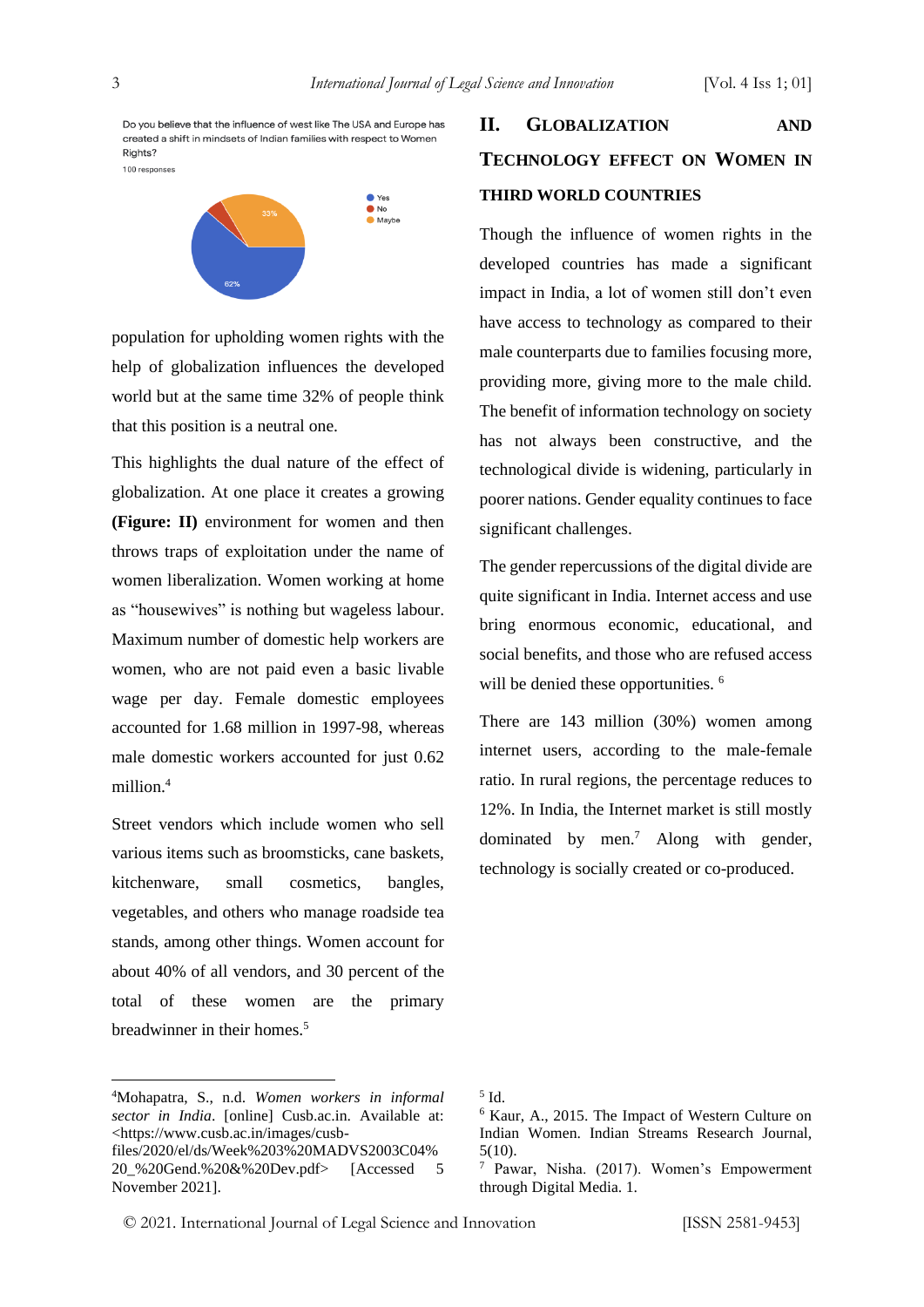Do you believe that the influence of west like The USA and Europe has created a shift in mindsets of Indian families with respect to Women Rights?

100 responses

Yes: 62%, No, Maybe: 33%

population for upholding women rights with the help of globalization influences the developed world but at the same time 32% of people think that this position is a neutral one.

This highlights the dual nature of the effect of globalization. At one place it creates a growing **(Figure: II)** environment for women and then throws traps of exploitation under the name of women liberalization. Women working at home as "housewives" is nothing but wageless labour. Maximum number of domestic help workers are women, who are not paid even a basic livable wage per day. Female domestic employees accounted for 1.68 million in 1997-98, whereas male domestic workers accounted for just 0.62 million.[4]

Street vendors which include women who sell various items such as broomsticks, cane baskets, kitchenware, small cosmetics, bangles, vegetables, and others who manage roadside tea stands, among other things. Women account for about 40% of all vendors, and 30 percent of the total of these women are the primary breadwinner in their homes.[5]

## II. Globalization and Technology Effect on Women in Third World Countries

Though the influence of women rights in the developed countries has made a significant impact in India, a lot of women still don't even have access to technology as compared to their male counterparts due to families focusing more, providing more, giving more to the male child. The benefit of information technology on society has not always been constructive, and the technological divide is widening, particularly in poorer nations. Gender equality continues to face significant challenges.

The gender repercussions of the digital divide are quite significant in India. Internet access and use bring enormous economic, educational, and social benefits, and those who are refused access will be denied these opportunities. [6]

There are 143 million (30%) women among internet users, according to the male-female ratio. In rural regions, the percentage reduces to 12%. In India, the Internet market is still mostly dominated by men.[7] Along with gender, technology is socially created or co-produced.

---

[4] Mohapatra, S., n.d. *Women workers in informal sector in India*. [online] Cusb.ac.in. Available at: <https://www.cusb.ac.in/images/cusb-files/2020/el/ds/Week%203%20MADVS2003C04%20_%20Gend.%20&%20Dev.pdf> [Accessed 5 November 2021].

[5] Id.

[6] Kaur, A., 2015. The Impact of Western Culture on Indian Women. Indian Streams Research Journal, 5(10).

[7] Pawar, Nisha. (2017). Women's Empowerment through Digital Media. 1.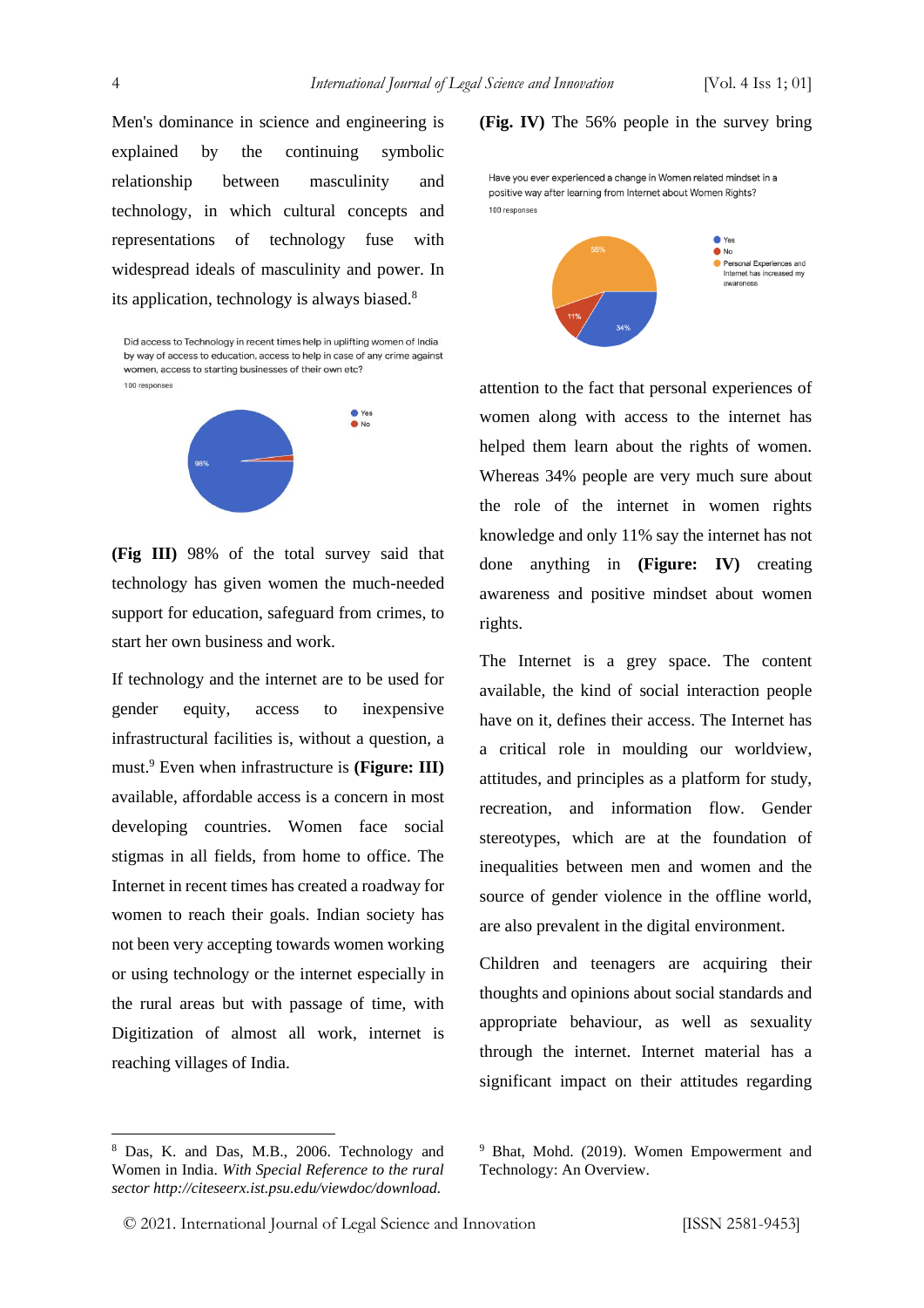Men's dominance in science and engineering is explained by the continuing symbolic relationship between masculinity and technology, in which cultural concepts and representations of technology fuse with widespread ideals of masculinity and power. In its application, technology is always biased.[8]

Did access to Technology in recent times help in uplifting women of India by way of access to education, access to help in case of any crime against women, access to starting businesses of their own etc?
100 responses

- Yes: 98%
- No

**(Fig III)** 98% of the total survey said that technology has given women the much-needed support for education, safeguard from crimes, to start her own business and work.

If technology and the internet are to be used for gender equity, access to inexpensive infrastructural facilities is, without a question, a must.[9] Even when infrastructure is **(Figure: III)** available, affordable access is a concern in most developing countries. Women face social stigmas in all fields, from home to office. The Internet in recent times has created a roadway for women to reach their goals. Indian society has not been very accepting towards women working or using technology or the internet especially in the rural areas but with passage of time, with Digitization of almost all work, internet is reaching villages of India.

**(Fig. IV)** The 56% people in the survey bring

Have you ever experienced a change in Women related mindset in a positive way after learning from Internet about Women Rights?
100 responses

- Yes: 34%
- No: 11%
- Personal Experiences and Internet has increased my awareness: 55%

attention to the fact that personal experiences of women along with access to the internet has helped them learn about the rights of women. Whereas 34% people are very much sure about the role of the internet in women rights knowledge and only 11% say the internet has not done anything in **(Figure: IV)** creating awareness and positive mindset about women rights.

The Internet is a grey space. The content available, the kind of social interaction people have on it, defines their access. The Internet has a critical role in moulding our worldview, attitudes, and principles as a platform for study, recreation, and information flow. Gender stereotypes, which are at the foundation of inequalities between men and women and the source of gender violence in the offline world, are also prevalent in the digital environment.

Children and teenagers are acquiring their thoughts and opinions about social standards and appropriate behaviour, as well as sexuality through the internet. Internet material has a significant impact on their attitudes regarding

---

[8] Das, K. and Das, M.B., 2006. Technology and Women in India. *With Special Reference to the rural sector http://citeseerx.ist.psu.edu/viewdoc/download.*

[9] Bhat, Mohd. (2019). Women Empowerment and Technology: An Overview.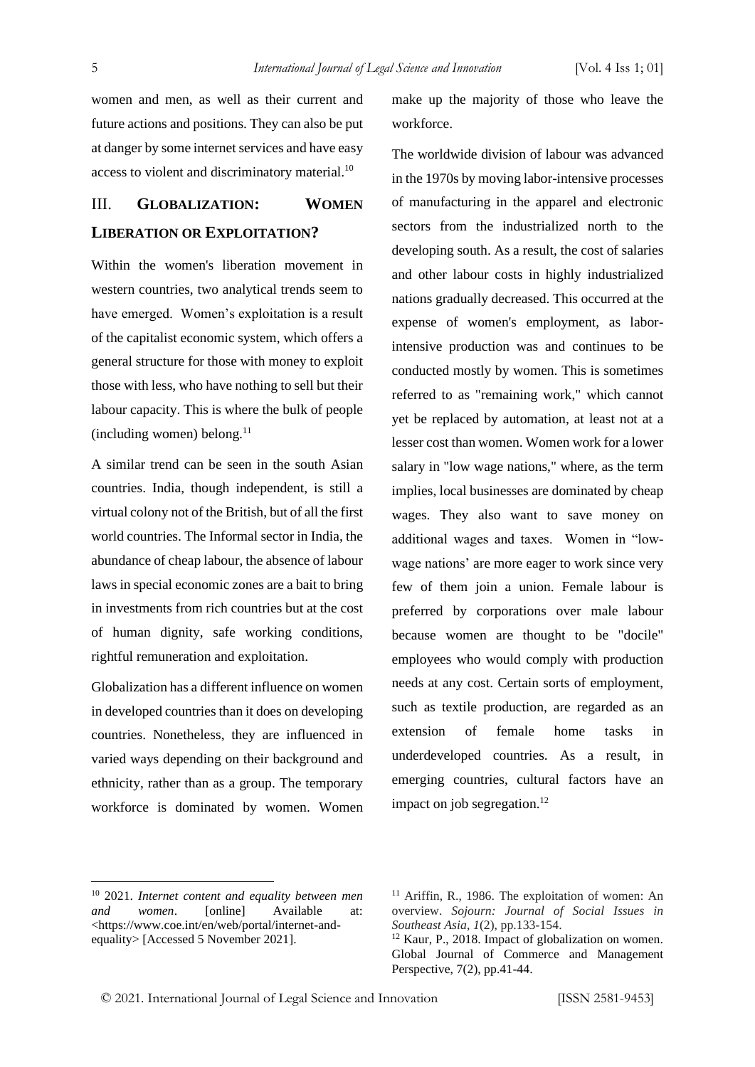women and men, as well as their current and future actions and positions. They can also be put at danger by some internet services and have easy access to violent and discriminatory material.[10]

## III. GLOBALIZATION: WOMEN LIBERATION OR EXPLOITATION?

Within the women's liberation movement in western countries, two analytical trends seem to have emerged. Women's exploitation is a result of the capitalist economic system, which offers a general structure for those with money to exploit those with less, who have nothing to sell but their labour capacity. This is where the bulk of people (including women) belong.[11]

A similar trend can be seen in the south Asian countries. India, though independent, is still a virtual colony not of the British, but of all the first world countries. The Informal sector in India, the abundance of cheap labour, the absence of labour laws in special economic zones are a bait to bring in investments from rich countries but at the cost of human dignity, safe working conditions, rightful remuneration and exploitation.

Globalization has a different influence on women in developed countries than it does on developing countries. Nonetheless, they are influenced in varied ways depending on their background and ethnicity, rather than as a group. The temporary workforce is dominated by women. Women make up the majority of those who leave the workforce.

The worldwide division of labour was advanced in the 1970s by moving labor-intensive processes of manufacturing in the apparel and electronic sectors from the industrialized north to the developing south. As a result, the cost of salaries and other labour costs in highly industrialized nations gradually decreased. This occurred at the expense of women's employment, as labor-intensive production was and continues to be conducted mostly by women. This is sometimes referred to as "remaining work," which cannot yet be replaced by automation, at least not at a lesser cost than women. Women work for a lower salary in "low wage nations," where, as the term implies, local businesses are dominated by cheap wages. They also want to save money on additional wages and taxes. Women in "low-wage nations' are more eager to work since very few of them join a union. Female labour is preferred by corporations over male labour because women are thought to be "docile" employees who would comply with production needs at any cost. Certain sorts of employment, such as textile production, are regarded as an extension of female home tasks in underdeveloped countries. As a result, in emerging countries, cultural factors have an impact on job segregation.[12]

---

[10] 2021. *Internet content and equality between men and women*. [online] Available at: <https://www.coe.int/en/web/portal/internet-and-equality> [Accessed 5 November 2021].

[11] Ariffin, R., 1986. The exploitation of women: An overview. *Sojourn: Journal of Social Issues in Southeast Asia*, *1*(2), pp.133-154.

[12] Kaur, P., 2018. Impact of globalization on women. Global Journal of Commerce and Management Perspective, 7(2), pp.41-44.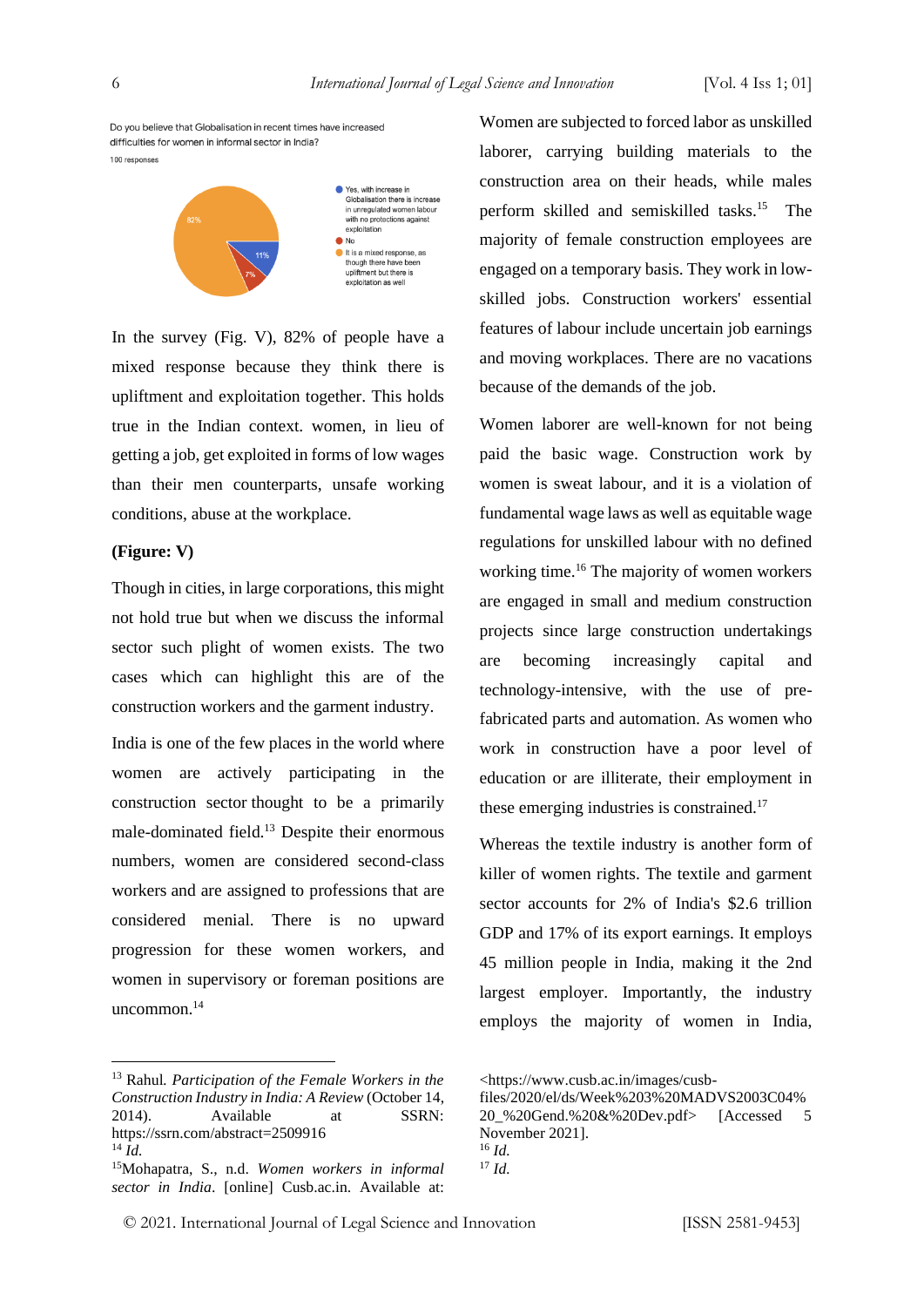Do you believe that Globalisation in recent times have increased difficulties for women in informal sector in India?

100 responses

- Yes, with increase in Globalisation there is increase in unregulated women labour with no protections against exploitation
- No
- It is a mixed response, as though there have been upliftment but there is exploitation as well

82% | 11% | 7%

In the survey (Fig. V), 82% of people have a mixed response because they think there is upliftment and exploitation together. This holds true in the Indian context. women, in lieu of getting a job, get exploited in forms of low wages than their men counterparts, unsafe working conditions, abuse at the workplace.

**(Figure: V)**

Though in cities, in large corporations, this might not hold true but when we discuss the informal sector such plight of women exists. The two cases which can highlight this are of the construction workers and the garment industry.

India is one of the few places in the world where women are actively participating in the construction sector thought to be a primarily male-dominated field.[13] Despite their enormous numbers, women are considered second-class workers and are assigned to professions that are considered menial. There is no upward progression for these women workers, and women in supervisory or foreman positions are uncommon.[14]

Women are subjected to forced labor as unskilled laborer, carrying building materials to the construction area on their heads, while males perform skilled and semiskilled tasks.[15] The majority of female construction employees are engaged on a temporary basis. They work in low-skilled jobs. Construction workers' essential features of labour include uncertain job earnings and moving workplaces. There are no vacations because of the demands of the job.

Women laborer are well-known for not being paid the basic wage. Construction work by women is sweat labour, and it is a violation of fundamental wage laws as well as equitable wage regulations for unskilled labour with no defined working time.[16] The majority of women workers are engaged in small and medium construction projects since large construction undertakings are becoming increasingly capital and technology-intensive, with the use of pre-fabricated parts and automation. As women who work in construction have a poor level of education or are illiterate, their employment in these emerging industries is constrained.[17]

Whereas the textile industry is another form of killer of women rights. The textile and garment sector accounts for 2% of India's $2.6 trillion GDP and 17% of its export earnings. It employs 45 million people in India, making it the 2nd largest employer. Importantly, the industry employs the majority of women in India,

---

[13] Rahul. *Participation of the Female Workers in the Construction Industry in India: A Review* (October 14, 2014). Available at SSRN: https://ssrn.com/abstract=2509916

[14] *Id.*

[15] Mohapatra, S., n.d. *Women workers in informal sector in India*. [online] Cusb.ac.in. Available at: <https://www.cusb.ac.in/images/cusb-files/2020/el/ds/Week%203%20MADVS2003C04%20_%20Gend.%20&%20Dev.pdf> [Accessed 5 November 2021].

[16] *Id.*

[17] *Id.*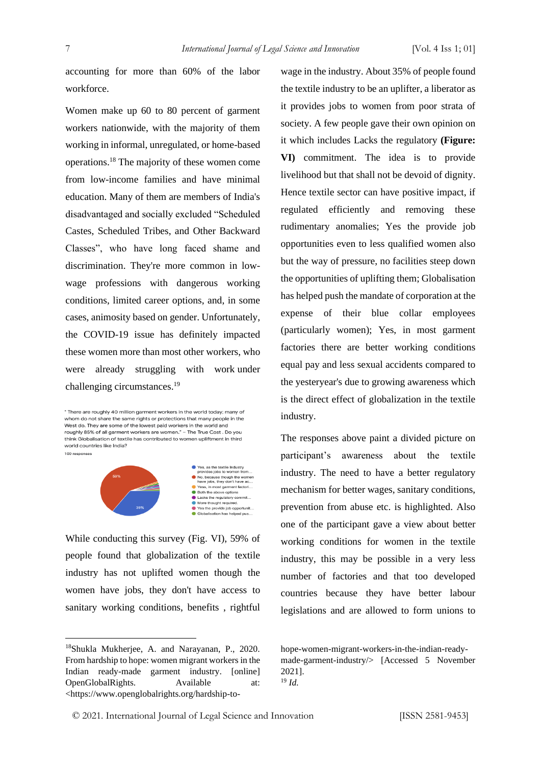accounting for more than 60% of the labor workforce.

Women make up 60 to 80 percent of garment workers nationwide, with the majority of them working in informal, unregulated, or home-based operations.[18] The majority of these women come from low-income families and have minimal education. Many of them are members of India's disadvantaged and socially excluded "Scheduled Castes, Scheduled Tribes, and Other Backward Classes", who have long faced shame and discrimination. They're more common in low-wage professions with dangerous working conditions, limited career options, and, in some cases, animosity based on gender. Unfortunately, the COVID-19 issue has definitely impacted these women more than most other workers, who were already struggling with work under challenging circumstances.[19]

" There are roughly 40 million garment workers in the world today; many of whom do not share the same rights or protections that many people in the West do. They are some of the lowest paid workers in the world and roughly 85% of all garment workers are women." – The True Cost . Do you think Globalisation of textile has contributed to women upliftment in third world countries like India?

100 responses

- Yes, as the textile industry provides jobs to women from...
- No, because though the women have jobs, they don't have ac...
- Yess, in most garment factori...
- Both the above options
- Lacks the regulatory commit...
- More thought required.
- Yes the provide job opportunit...
- Globalisation has helped pus...

59%

35%

While conducting this survey (Fig. VI), 59% of people found that globalization of the textile industry has not uplifted women though the women have jobs, they don't have access to sanitary working conditions, benefits , rightful wage in the industry. About 35% of people found the textile industry to be an uplifter, a liberator as it provides jobs to women from poor strata of society. A few people gave their own opinion on it which includes Lacks the regulatory **(Figure: VI)** commitment. The idea is to provide livelihood but that shall not be devoid of dignity. Hence textile sector can have positive impact, if regulated efficiently and removing these rudimentary anomalies; Yes the provide job opportunities even to less qualified women also but the way of pressure, no facilities steep down the opportunities of uplifting them; Globalisation has helped push the mandate of corporation at the expense of their blue collar employees (particularly women); Yes, in most garment factories there are better working conditions equal pay and less sexual accidents compared to the yesteryear's due to growing awareness which is the direct effect of globalization in the textile industry.

The responses above paint a divided picture on participant's awareness about the textile industry. The need to have a better regulatory mechanism for better wages, sanitary conditions, prevention from abuse etc. is highlighted. Also one of the participant gave a view about better working conditions for women in the textile industry, this may be possible in a very less number of factories and that too developed countries because they have better labour legislations and are allowed to form unions to

---

[18] Shukla Mukherjee, A. and Narayanan, P., 2020. From hardship to hope: women migrant workers in the Indian ready-made garment industry. [online] OpenGlobalRights. Available at: <https://www.openglobalrights.org/hardship-to-hope-women-migrant-workers-in-the-indian-ready-made-garment-industry/> [Accessed 5 November 2021].

[19] *Id.*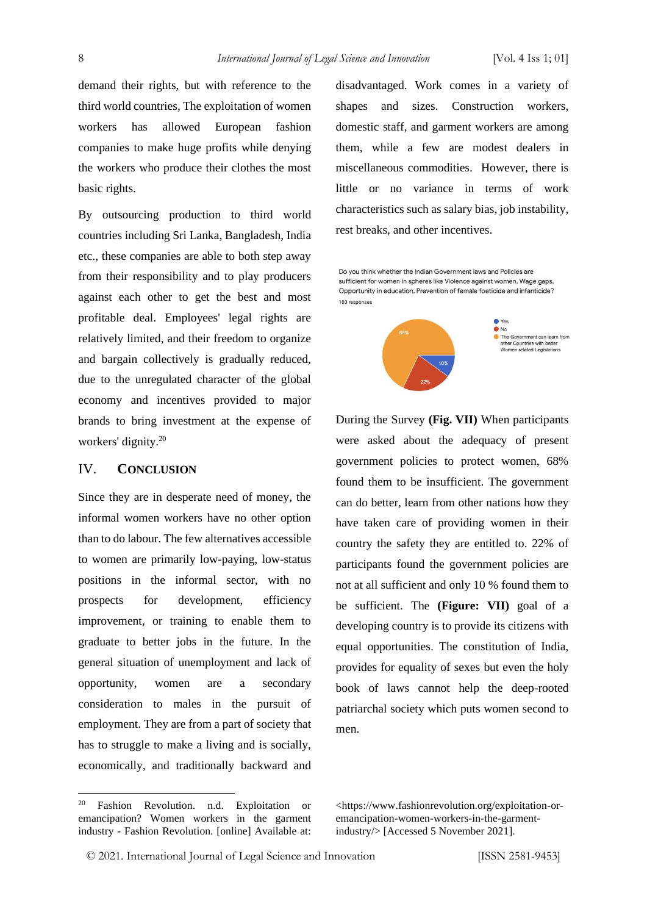demand their rights, but with reference to the third world countries, The exploitation of women workers has allowed European fashion companies to make huge profits while denying the workers who produce their clothes the most basic rights.

By outsourcing production to third world countries including Sri Lanka, Bangladesh, India etc., these companies are able to both step away from their responsibility and to play producers against each other to get the best and most profitable deal. Employees' legal rights are relatively limited, and their freedom to organize and bargain collectively is gradually reduced, due to the unregulated character of the global economy and incentives provided to major brands to bring investment at the expense of workers' dignity.[20]

## IV. Conclusion

Since they are in desperate need of money, the informal women workers have no other option than to do labour. The few alternatives accessible to women are primarily low-paying, low-status positions in the informal sector, with no prospects for development, efficiency improvement, or training to enable them to graduate to better jobs in the future. In the general situation of unemployment and lack of opportunity, women are a secondary consideration to males in the pursuit of employment. They are from a part of society that has to struggle to make a living and is socially, economically, and traditionally backward and disadvantaged. Work comes in a variety of shapes and sizes. Construction workers, domestic staff, and garment workers are among them, while a few are modest dealers in miscellaneous commodities. However, there is little or no variance in terms of work characteristics such as salary bias, job instability, rest breaks, and other incentives.

Do you think whether the Indian Government laws and Policies are sufficient for women in spheres like Violence against women, Wage gaps, Opportunity in education, Prevention of female foeticide and infanticide?
100 responses

- Yes: 10%
- No: 22%
- The Government can learn from other Countries with better Women related Legislations: 68%

During the Survey **(Fig. VII)** When participants were asked about the adequacy of present government policies to protect women, 68% found them to be insufficient. The government can do better, learn from other nations how they have taken care of providing women in their country the safety they are entitled to. 22% of participants found the government policies are not at all sufficient and only 10 % found them to be sufficient. The **(Figure: VII)** goal of a developing country is to provide its citizens with equal opportunities. The constitution of India, provides for equality of sexes but even the holy book of laws cannot help the deep-rooted patriarchal society which puts women second to men.

---

[20] Fashion Revolution. n.d. Exploitation or emancipation? Women workers in the garment industry - Fashion Revolution. [online] Available at: <https://www.fashionrevolution.org/exploitation-or-emancipation-women-workers-in-the-garment-industry/> [Accessed 5 November 2021].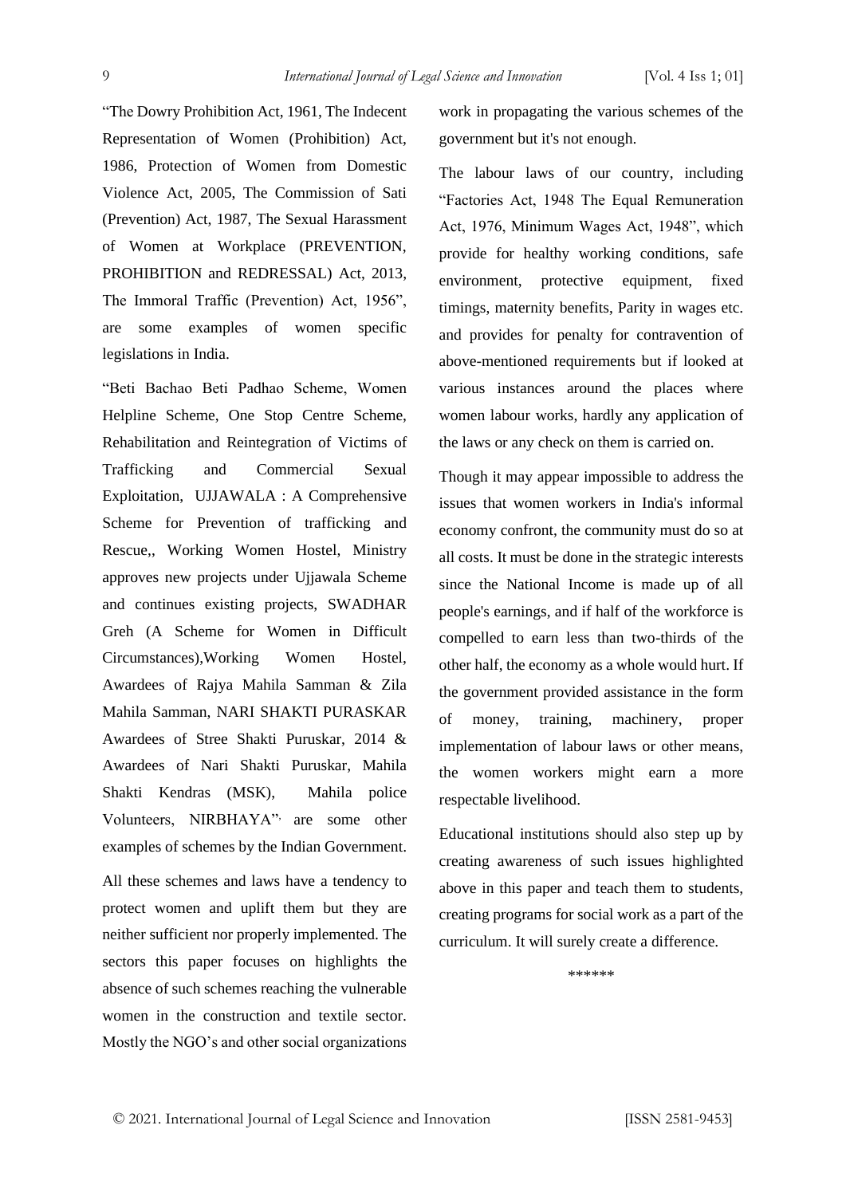"The Dowry Prohibition Act, 1961, The Indecent Representation of Women (Prohibition) Act, 1986, Protection of Women from Domestic Violence Act, 2005, The Commission of Sati (Prevention) Act, 1987, The Sexual Harassment of Women at Workplace (PREVENTION, PROHIBITION and REDRESSAL) Act, 2013, The Immoral Traffic (Prevention) Act, 1956", are some examples of women specific legislations in India.

"Beti Bachao Beti Padhao Scheme, Women Helpline Scheme, One Stop Centre Scheme, Rehabilitation and Reintegration of Victims of Trafficking and Commercial Sexual Exploitation, UJJAWALA : A Comprehensive Scheme for Prevention of trafficking and Rescue,, Working Women Hostel, Ministry approves new projects under Ujjawala Scheme and continues existing projects, SWADHAR Greh (A Scheme for Women in Difficult Circumstances),Working Women Hostel, Awardees of Rajya Mahila Samman & Zila Mahila Samman, NARI SHAKTI PURASKAR Awardees of Stree Shakti Puruskar, 2014 & Awardees of Nari Shakti Puruskar, Mahila Shakti Kendras (MSK), Mahila police Volunteers, NIRBHAYA", are some other examples of schemes by the Indian Government.

All these schemes and laws have a tendency to protect women and uplift them but they are neither sufficient nor properly implemented. The sectors this paper focuses on highlights the absence of such schemes reaching the vulnerable women in the construction and textile sector. Mostly the NGO's and other social organizations work in propagating the various schemes of the government but it's not enough.

The labour laws of our country, including "Factories Act, 1948 The Equal Remuneration Act, 1976, Minimum Wages Act, 1948", which provide for healthy working conditions, safe environment, protective equipment, fixed timings, maternity benefits, Parity in wages etc. and provides for penalty for contravention of above-mentioned requirements but if looked at various instances around the places where women labour works, hardly any application of the laws or any check on them is carried on.

Though it may appear impossible to address the issues that women workers in India's informal economy confront, the community must do so at all costs. It must be done in the strategic interests since the National Income is made up of all people's earnings, and if half of the workforce is compelled to earn less than two-thirds of the other half, the economy as a whole would hurt. If the government provided assistance in the form of money, training, machinery, proper implementation of labour laws or other means, the women workers might earn a more respectable livelihood.

Educational institutions should also step up by creating awareness of such issues highlighted above in this paper and teach them to students, creating programs for social work as a part of the curriculum. It will surely create a difference.

\*\*\*\*\*\*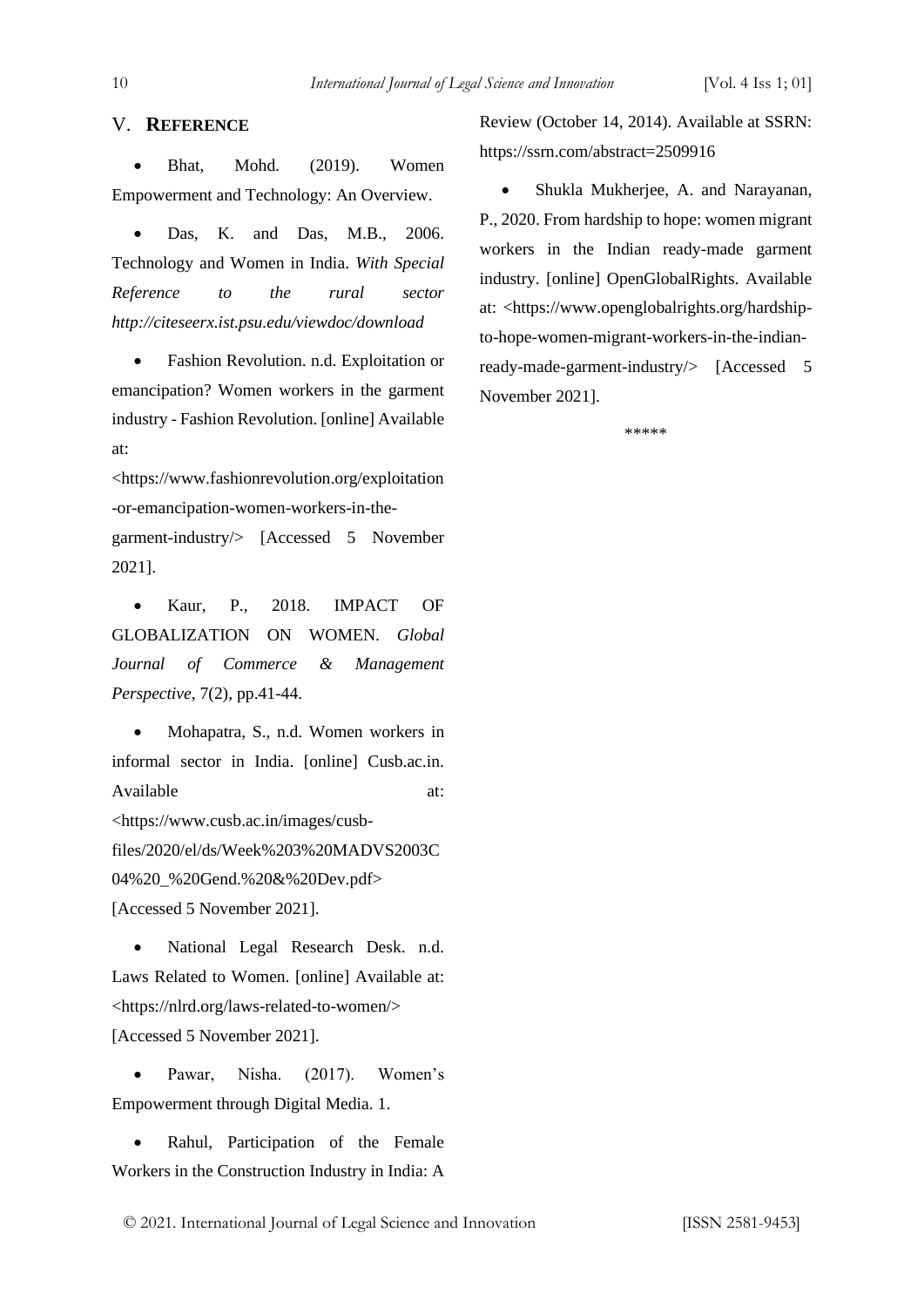## V. REFERENCE

- Bhat, Mohd. (2019). Women Empowerment and Technology: An Overview.
- Das, K. and Das, M.B., 2006. Technology and Women in India. *With Special Reference to the rural sector http://citeseerx.ist.psu.edu/viewdoc/download*
- Fashion Revolution. n.d. Exploitation or emancipation? Women workers in the garment industry - Fashion Revolution. [online] Available at: <https://www.fashionrevolution.org/exploitation-or-emancipation-women-workers-in-the-garment-industry/> [Accessed 5 November 2021].
- Kaur, P., 2018. IMPACT OF GLOBALIZATION ON WOMEN. *Global Journal of Commerce & Management Perspective*, 7(2), pp.41-44.
- Mohapatra, S., n.d. Women workers in informal sector in India. [online] Cusb.ac.in. Available at: <https://www.cusb.ac.in/images/cusb-files/2020/el/ds/Week%203%20MADVS2003C04%20_%20Gend.%20&%20Dev.pdf> [Accessed 5 November 2021].
- National Legal Research Desk. n.d. Laws Related to Women. [online] Available at: <https://nlrd.org/laws-related-to-women/> [Accessed 5 November 2021].
- Pawar, Nisha. (2017). Women's Empowerment through Digital Media. 1.
- Rahul, Participation of the Female Workers in the Construction Industry in India: A Review (October 14, 2014). Available at SSRN: https://ssrn.com/abstract=2509916
- Shukla Mukherjee, A. and Narayanan, P., 2020. From hardship to hope: women migrant workers in the Indian ready-made garment industry. [online] OpenGlobalRights. Available at: <https://www.openglobalrights.org/hardship-to-hope-women-migrant-workers-in-the-indian-ready-made-garment-industry/> [Accessed 5 November 2021].

*****